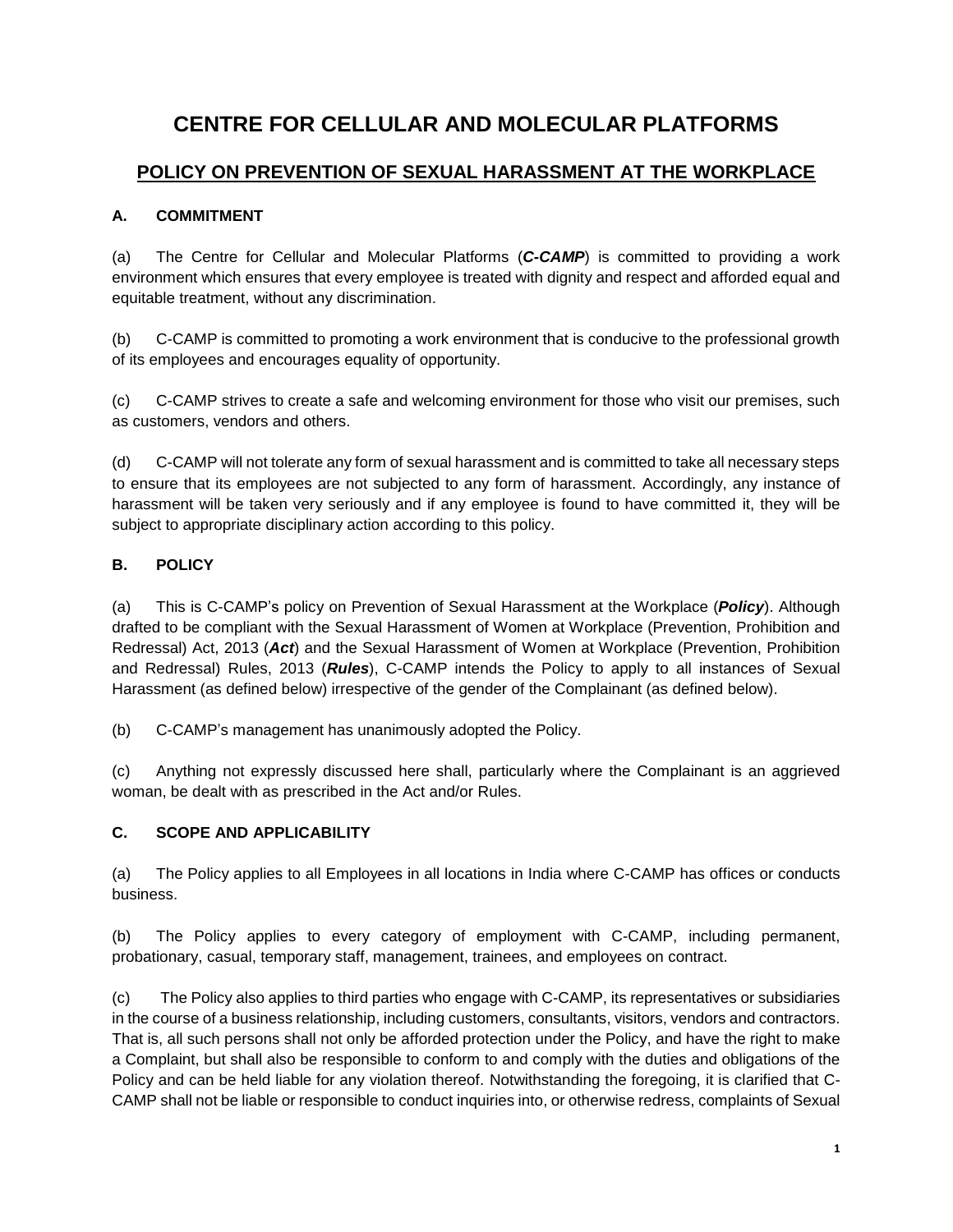# CENTRE FOR CELLULAR AND MOLECULAR PLATFORMS

## POLICY ON PREVENTION OF SEXUAL HARASSMENT AT THE WORKPLACE

### A. COMMITMENT

(a) The Centre for Cellular and Molecular Platforms (***C-CAMP***) is committed to providing a work environment which ensures that every employee is treated with dignity and respect and afforded equal and equitable treatment, without any discrimination.

(b) C-CAMP is committed to promoting a work environment that is conducive to the professional growth of its employees and encourages equality of opportunity.

(c) C-CAMP strives to create a safe and welcoming environment for those who visit our premises, such as customers, vendors and others.

(d) C-CAMP will not tolerate any form of sexual harassment and is committed to take all necessary steps to ensure that its employees are not subjected to any form of harassment. Accordingly, any instance of harassment will be taken very seriously and if any employee is found to have committed it, they will be subject to appropriate disciplinary action according to this policy.

### B. POLICY

(a) This is C-CAMP's policy on Prevention of Sexual Harassment at the Workplace (***Policy***). Although drafted to be compliant with the Sexual Harassment of Women at Workplace (Prevention, Prohibition and Redressal) Act, 2013 (***Act***) and the Sexual Harassment of Women at Workplace (Prevention, Prohibition and Redressal) Rules, 2013 (***Rules***), C-CAMP intends the Policy to apply to all instances of Sexual Harassment (as defined below) irrespective of the gender of the Complainant (as defined below).

(b) C-CAMP's management has unanimously adopted the Policy.

(c) Anything not expressly discussed here shall, particularly where the Complainant is an aggrieved woman, be dealt with as prescribed in the Act and/or Rules.

### C. SCOPE AND APPLICABILITY

(a) The Policy applies to all Employees in all locations in India where C-CAMP has offices or conducts business.

(b) The Policy applies to every category of employment with C-CAMP, including permanent, probationary, casual, temporary staff, management, trainees, and employees on contract.

(c) The Policy also applies to third parties who engage with C-CAMP, its representatives or subsidiaries in the course of a business relationship, including customers, consultants, visitors, vendors and contractors. That is, all such persons shall not only be afforded protection under the Policy, and have the right to make a Complaint, but shall also be responsible to conform to and comply with the duties and obligations of the Policy and can be held liable for any violation thereof. Notwithstanding the foregoing, it is clarified that C-CAMP shall not be liable or responsible to conduct inquiries into, or otherwise redress, complaints of Sexual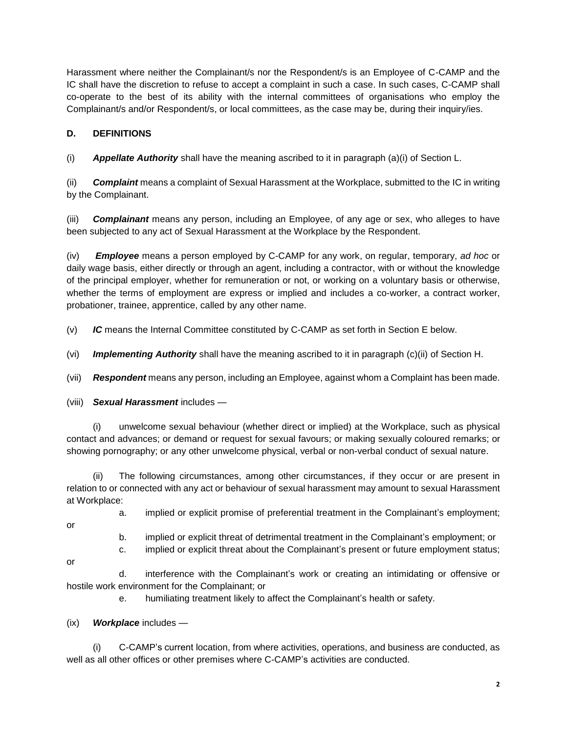Harassment where neither the Complainant/s nor the Respondent/s is an Employee of C-CAMP and the IC shall have the discretion to refuse to accept a complaint in such a case. In such cases, C-CAMP shall co-operate to the best of its ability with the internal committees of organisations who employ the Complainant/s and/or Respondent/s, or local committees, as the case may be, during their inquiry/ies.

## D. DEFINITIONS

(i) ***Appellate Authority*** shall have the meaning ascribed to it in paragraph (a)(i) of Section L.

(ii) ***Complaint*** means a complaint of Sexual Harassment at the Workplace, submitted to the IC in writing by the Complainant.

(iii) ***Complainant*** means any person, including an Employee, of any age or sex, who alleges to have been subjected to any act of Sexual Harassment at the Workplace by the Respondent.

(iv) ***Employee*** means a person employed by C-CAMP for any work, on regular, temporary, *ad hoc* or daily wage basis, either directly or through an agent, including a contractor, with or without the knowledge of the principal employer, whether for remuneration or not, or working on a voluntary basis or otherwise, whether the terms of employment are express or implied and includes a co-worker, a contract worker, probationer, trainee, apprentice, called by any other name.

(v) ***IC*** means the Internal Committee constituted by C-CAMP as set forth in Section E below.

(vi) ***Implementing Authority*** shall have the meaning ascribed to it in paragraph (c)(ii) of Section H.

(vii) ***Respondent*** means any person, including an Employee, against whom a Complaint has been made.

(viii) ***Sexual Harassment*** includes —

(i) unwelcome sexual behaviour (whether direct or implied) at the Workplace, such as physical contact and advances; or demand or request for sexual favours; or making sexually coloured remarks; or showing pornography; or any other unwelcome physical, verbal or non-verbal conduct of sexual nature.

(ii) The following circumstances, among other circumstances, if they occur or are present in relation to or connected with any act or behaviour of sexual harassment may amount to sexual Harassment at Workplace:

a. implied or explicit promise of preferential treatment in the Complainant's employment; or

b. implied or explicit threat of detrimental treatment in the Complainant's employment; or

c. implied or explicit threat about the Complainant's present or future employment status; or

d. interference with the Complainant's work or creating an intimidating or offensive or hostile work environment for the Complainant; or

e. humiliating treatment likely to affect the Complainant's health or safety.

(ix) ***Workplace*** includes —

(i) C-CAMP's current location, from where activities, operations, and business are conducted, as well as all other offices or other premises where C-CAMP's activities are conducted.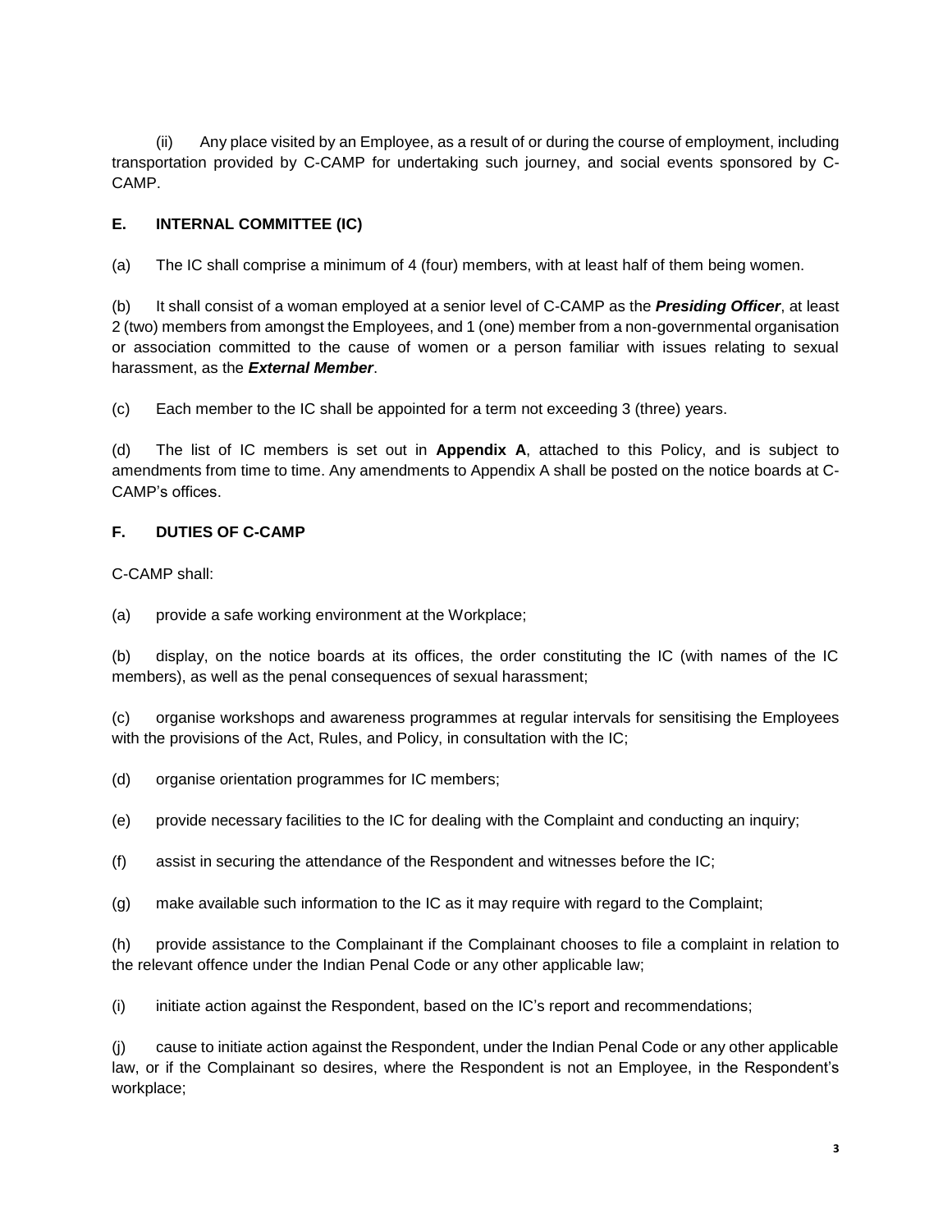(ii) Any place visited by an Employee, as a result of or during the course of employment, including transportation provided by C-CAMP for undertaking such journey, and social events sponsored by C-CAMP.

## E. INTERNAL COMMITTEE (IC)

(a) The IC shall comprise a minimum of 4 (four) members, with at least half of them being women.

(b) It shall consist of a woman employed at a senior level of C-CAMP as the ***Presiding Officer***, at least 2 (two) members from amongst the Employees, and 1 (one) member from a non-governmental organisation or association committed to the cause of women or a person familiar with issues relating to sexual harassment, as the ***External Member***.

(c) Each member to the IC shall be appointed for a term not exceeding 3 (three) years.

(d) The list of IC members is set out in **Appendix A**, attached to this Policy, and is subject to amendments from time to time. Any amendments to Appendix A shall be posted on the notice boards at C-CAMP's offices.

## F. DUTIES OF C-CAMP

C-CAMP shall:

(a) provide a safe working environment at the Workplace;

(b) display, on the notice boards at its offices, the order constituting the IC (with names of the IC members), as well as the penal consequences of sexual harassment;

(c) organise workshops and awareness programmes at regular intervals for sensitising the Employees with the provisions of the Act, Rules, and Policy, in consultation with the IC;

(d) organise orientation programmes for IC members;

(e) provide necessary facilities to the IC for dealing with the Complaint and conducting an inquiry;

(f) assist in securing the attendance of the Respondent and witnesses before the IC;

(g) make available such information to the IC as it may require with regard to the Complaint;

(h) provide assistance to the Complainant if the Complainant chooses to file a complaint in relation to the relevant offence under the Indian Penal Code or any other applicable law;

(i) initiate action against the Respondent, based on the IC's report and recommendations;

(j) cause to initiate action against the Respondent, under the Indian Penal Code or any other applicable law, or if the Complainant so desires, where the Respondent is not an Employee, in the Respondent's workplace;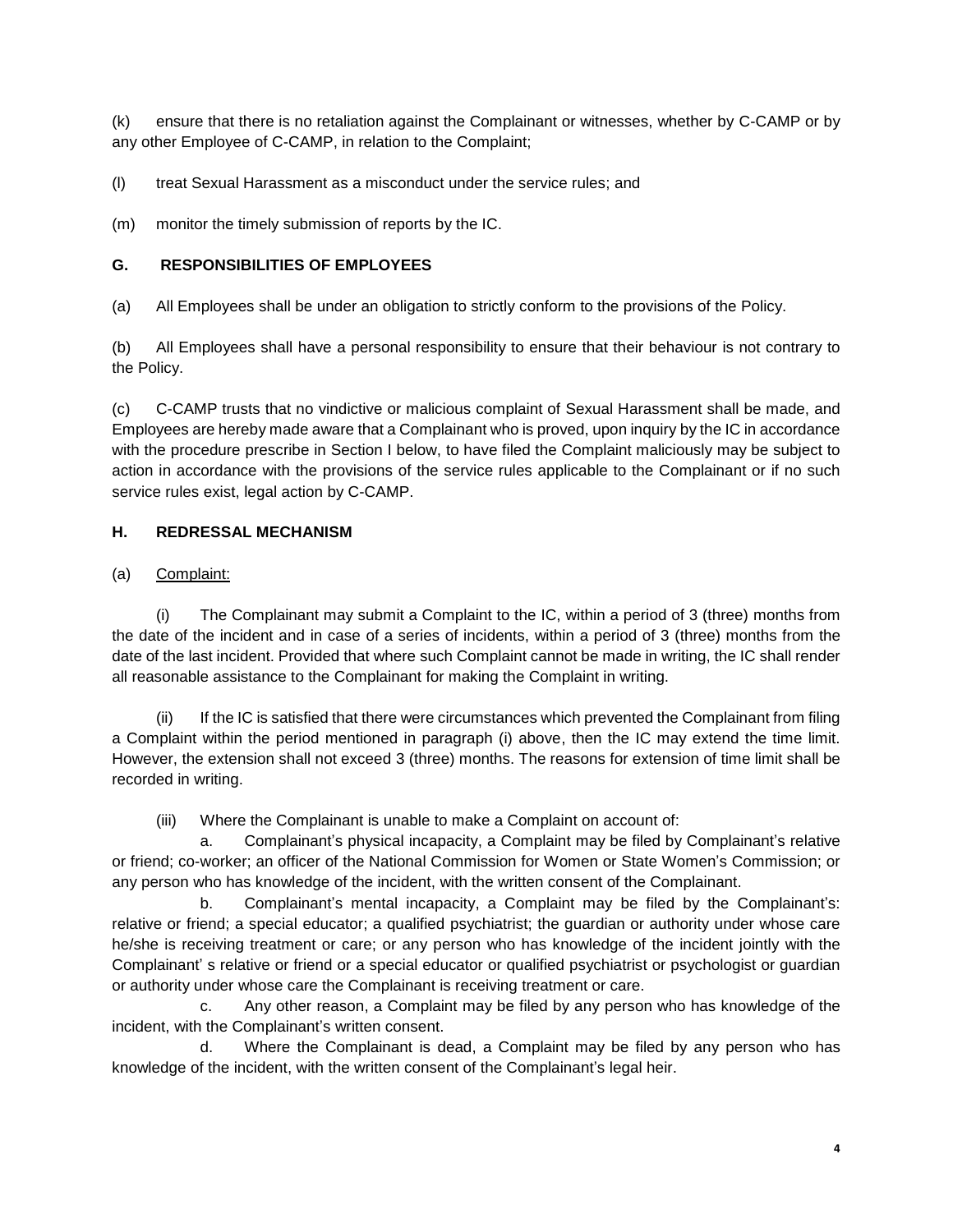(k) ensure that there is no retaliation against the Complainant or witnesses, whether by C-CAMP or by any other Employee of C-CAMP, in relation to the Complaint;

(l) treat Sexual Harassment as a misconduct under the service rules; and

(m) monitor the timely submission of reports by the IC.

## G. RESPONSIBILITIES OF EMPLOYEES

(a) All Employees shall be under an obligation to strictly conform to the provisions of the Policy.

(b) All Employees shall have a personal responsibility to ensure that their behaviour is not contrary to the Policy.

(c) C-CAMP trusts that no vindictive or malicious complaint of Sexual Harassment shall be made, and Employees are hereby made aware that a Complainant who is proved, upon inquiry by the IC in accordance with the procedure prescribe in Section I below, to have filed the Complaint maliciously may be subject to action in accordance with the provisions of the service rules applicable to the Complainant or if no such service rules exist, legal action by C-CAMP.

## H. REDRESSAL MECHANISM

(a) Complaint:

(i) The Complainant may submit a Complaint to the IC, within a period of 3 (three) months from the date of the incident and in case of a series of incidents, within a period of 3 (three) months from the date of the last incident. Provided that where such Complaint cannot be made in writing, the IC shall render all reasonable assistance to the Complainant for making the Complaint in writing.

(ii) If the IC is satisfied that there were circumstances which prevented the Complainant from filing a Complaint within the period mentioned in paragraph (i) above, then the IC may extend the time limit. However, the extension shall not exceed 3 (three) months. The reasons for extension of time limit shall be recorded in writing.

(iii) Where the Complainant is unable to make a Complaint on account of:

a. Complainant's physical incapacity, a Complaint may be filed by Complainant's relative or friend; co-worker; an officer of the National Commission for Women or State Women's Commission; or any person who has knowledge of the incident, with the written consent of the Complainant.

b. Complainant's mental incapacity, a Complaint may be filed by the Complainant's: relative or friend; a special educator; a qualified psychiatrist; the guardian or authority under whose care he/she is receiving treatment or care; or any person who has knowledge of the incident jointly with the Complainant' s relative or friend or a special educator or qualified psychiatrist or psychologist or guardian or authority under whose care the Complainant is receiving treatment or care.

c. Any other reason, a Complaint may be filed by any person who has knowledge of the incident, with the Complainant's written consent.

d. Where the Complainant is dead, a Complaint may be filed by any person who has knowledge of the incident, with the written consent of the Complainant's legal heir.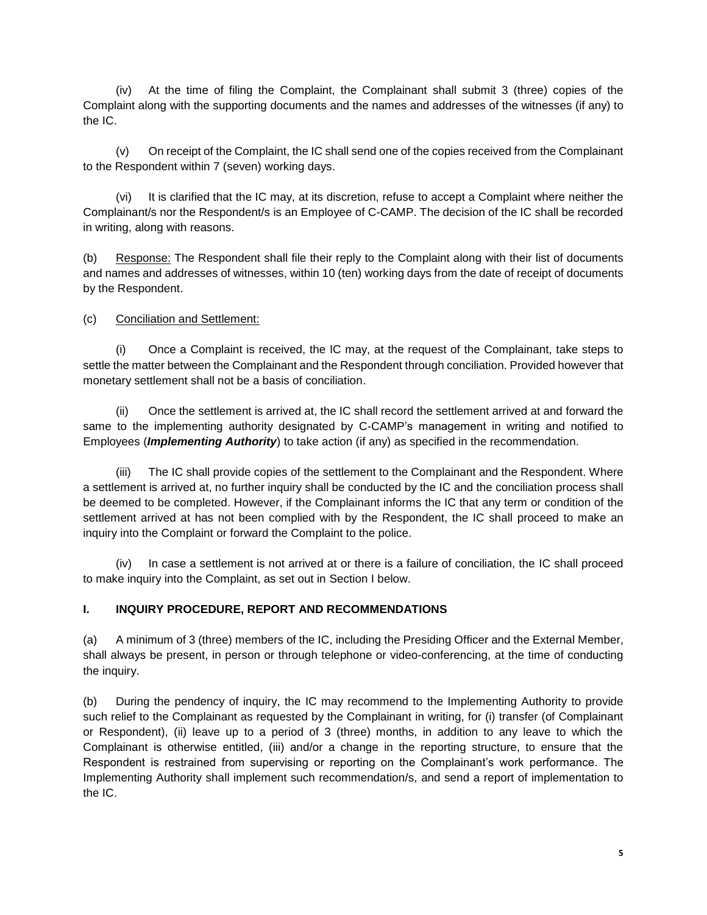(iv) At the time of filing the Complaint, the Complainant shall submit 3 (three) copies of the Complaint along with the supporting documents and the names and addresses of the witnesses (if any) to the IC.

(v) On receipt of the Complaint, the IC shall send one of the copies received from the Complainant to the Respondent within 7 (seven) working days.

(vi) It is clarified that the IC may, at its discretion, refuse to accept a Complaint where neither the Complainant/s nor the Respondent/s is an Employee of C-CAMP. The decision of the IC shall be recorded in writing, along with reasons.

(b) Response: The Respondent shall file their reply to the Complaint along with their list of documents and names and addresses of witnesses, within 10 (ten) working days from the date of receipt of documents by the Respondent.

(c) Conciliation and Settlement:

(i) Once a Complaint is received, the IC may, at the request of the Complainant, take steps to settle the matter between the Complainant and the Respondent through conciliation. Provided however that monetary settlement shall not be a basis of conciliation.

(ii) Once the settlement is arrived at, the IC shall record the settlement arrived at and forward the same to the implementing authority designated by C-CAMP's management in writing and notified to Employees (***Implementing Authority***) to take action (if any) as specified in the recommendation.

(iii) The IC shall provide copies of the settlement to the Complainant and the Respondent. Where a settlement is arrived at, no further inquiry shall be conducted by the IC and the conciliation process shall be deemed to be completed. However, if the Complainant informs the IC that any term or condition of the settlement arrived at has not been complied with by the Respondent, the IC shall proceed to make an inquiry into the Complaint or forward the Complaint to the police.

(iv) In case a settlement is not arrived at or there is a failure of conciliation, the IC shall proceed to make inquiry into the Complaint, as set out in Section I below.

## I. INQUIRY PROCEDURE, REPORT AND RECOMMENDATIONS

(a) A minimum of 3 (three) members of the IC, including the Presiding Officer and the External Member, shall always be present, in person or through telephone or video-conferencing, at the time of conducting the inquiry.

(b) During the pendency of inquiry, the IC may recommend to the Implementing Authority to provide such relief to the Complainant as requested by the Complainant in writing, for (i) transfer (of Complainant or Respondent), (ii) leave up to a period of 3 (three) months, in addition to any leave to which the Complainant is otherwise entitled, (iii) and/or a change in the reporting structure, to ensure that the Respondent is restrained from supervising or reporting on the Complainant's work performance. The Implementing Authority shall implement such recommendation/s, and send a report of implementation to the IC.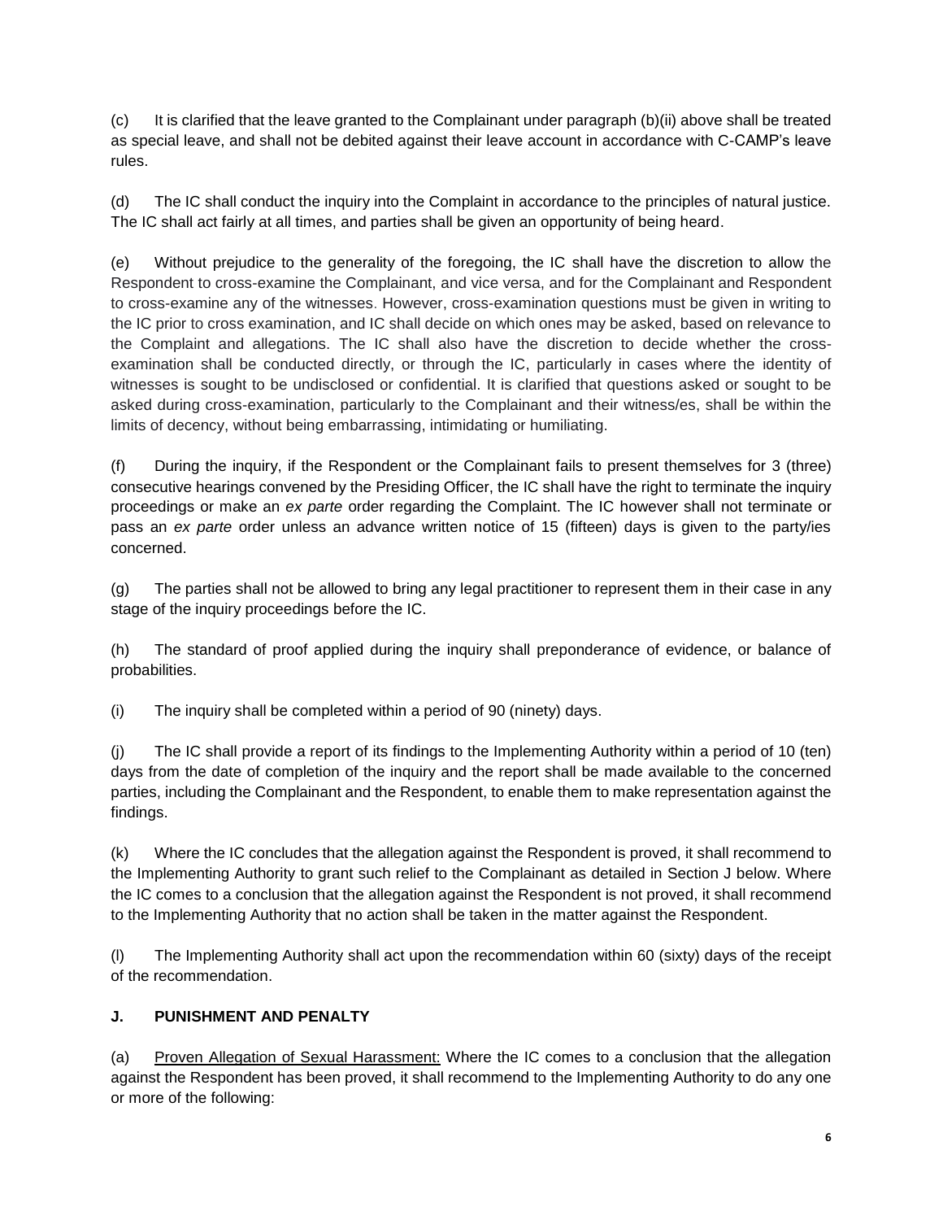(c) It is clarified that the leave granted to the Complainant under paragraph (b)(ii) above shall be treated as special leave, and shall not be debited against their leave account in accordance with C-CAMP's leave rules.

(d) The IC shall conduct the inquiry into the Complaint in accordance to the principles of natural justice. The IC shall act fairly at all times, and parties shall be given an opportunity of being heard.

(e) Without prejudice to the generality of the foregoing, the IC shall have the discretion to allow the Respondent to cross-examine the Complainant, and vice versa, and for the Complainant and Respondent to cross-examine any of the witnesses. However, cross-examination questions must be given in writing to the IC prior to cross examination, and IC shall decide on which ones may be asked, based on relevance to the Complaint and allegations. The IC shall also have the discretion to decide whether the cross-examination shall be conducted directly, or through the IC, particularly in cases where the identity of witnesses is sought to be undisclosed or confidential. It is clarified that questions asked or sought to be asked during cross-examination, particularly to the Complainant and their witness/es, shall be within the limits of decency, without being embarrassing, intimidating or humiliating.

(f) During the inquiry, if the Respondent or the Complainant fails to present themselves for 3 (three) consecutive hearings convened by the Presiding Officer, the IC shall have the right to terminate the inquiry proceedings or make an *ex parte* order regarding the Complaint. The IC however shall not terminate or pass an *ex parte* order unless an advance written notice of 15 (fifteen) days is given to the party/ies concerned.

(g) The parties shall not be allowed to bring any legal practitioner to represent them in their case in any stage of the inquiry proceedings before the IC.

(h) The standard of proof applied during the inquiry shall preponderance of evidence, or balance of probabilities.

(i) The inquiry shall be completed within a period of 90 (ninety) days.

(j) The IC shall provide a report of its findings to the Implementing Authority within a period of 10 (ten) days from the date of completion of the inquiry and the report shall be made available to the concerned parties, including the Complainant and the Respondent, to enable them to make representation against the findings.

(k) Where the IC concludes that the allegation against the Respondent is proved, it shall recommend to the Implementing Authority to grant such relief to the Complainant as detailed in Section J below. Where the IC comes to a conclusion that the allegation against the Respondent is not proved, it shall recommend to the Implementing Authority that no action shall be taken in the matter against the Respondent.

(l) The Implementing Authority shall act upon the recommendation within 60 (sixty) days of the receipt of the recommendation.

## J. PUNISHMENT AND PENALTY

(a) Proven Allegation of Sexual Harassment: Where the IC comes to a conclusion that the allegation against the Respondent has been proved, it shall recommend to the Implementing Authority to do any one or more of the following: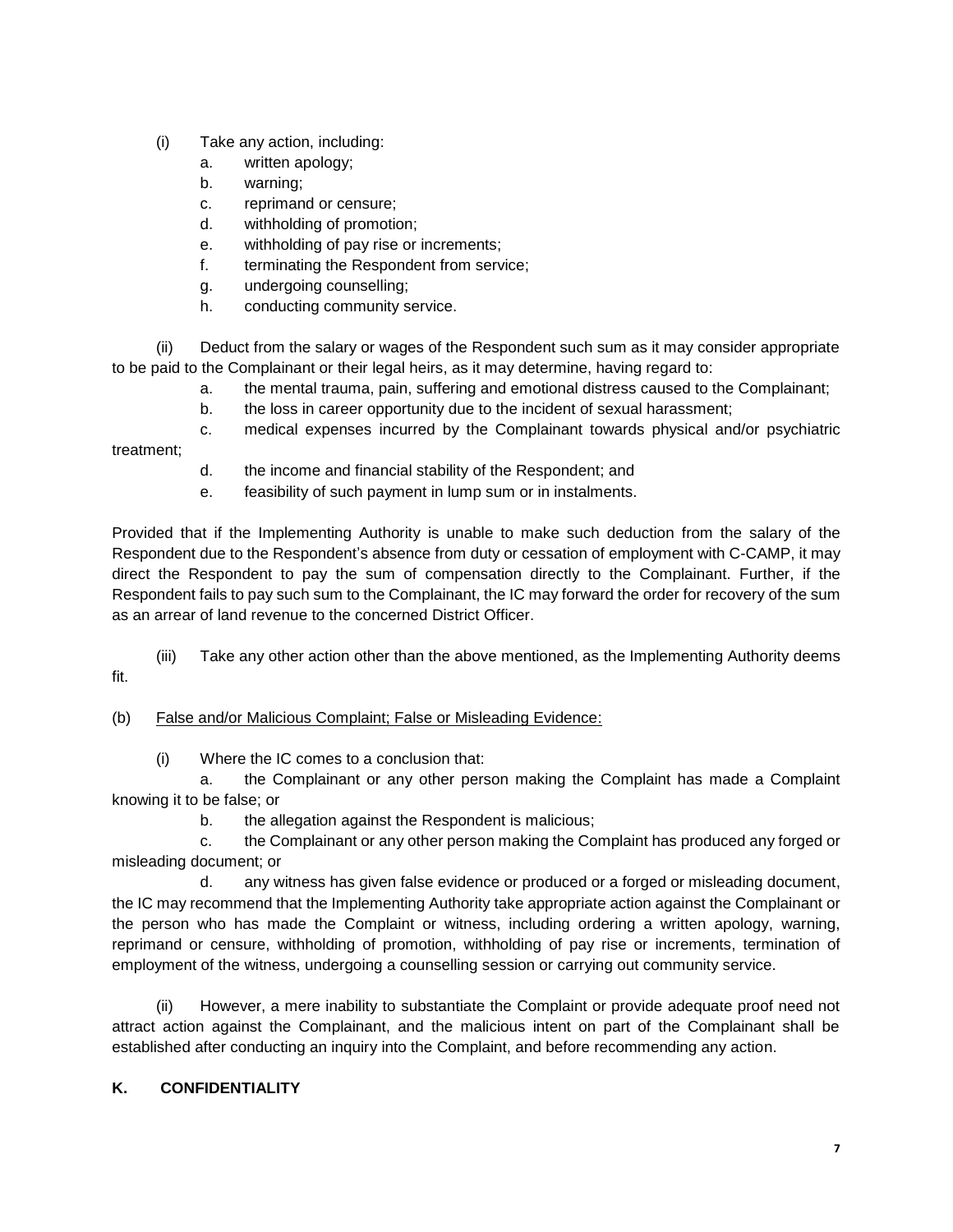(i) Take any action, including:

a. written apology;
b. warning;
c. reprimand or censure;
d. withholding of promotion;
e. withholding of pay rise or increments;
f. terminating the Respondent from service;
g. undergoing counselling;
h. conducting community service.

(ii) Deduct from the salary or wages of the Respondent such sum as it may consider appropriate to be paid to the Complainant or their legal heirs, as it may determine, having regard to:

a. the mental trauma, pain, suffering and emotional distress caused to the Complainant;
b. the loss in career opportunity due to the incident of sexual harassment;
c. medical expenses incurred by the Complainant towards physical and/or psychiatric treatment;
d. the income and financial stability of the Respondent; and
e. feasibility of such payment in lump sum or in instalments.

Provided that if the Implementing Authority is unable to make such deduction from the salary of the Respondent due to the Respondent's absence from duty or cessation of employment with C-CAMP, it may direct the Respondent to pay the sum of compensation directly to the Complainant. Further, if the Respondent fails to pay such sum to the Complainant, the IC may forward the order for recovery of the sum as an arrear of land revenue to the concerned District Officer.

(iii) Take any other action other than the above mentioned, as the Implementing Authority deems fit.

(b) <u>False and/or Malicious Complaint; False or Misleading Evidence:</u>

(i) Where the IC comes to a conclusion that:

a. the Complainant or any other person making the Complaint has made a Complaint knowing it to be false; or

b. the allegation against the Respondent is malicious;

c. the Complainant or any other person making the Complaint has produced any forged or misleading document; or

d. any witness has given false evidence or produced or a forged or misleading document, the IC may recommend that the Implementing Authority take appropriate action against the Complainant or the person who has made the Complaint or witness, including ordering a written apology, warning, reprimand or censure, withholding of promotion, withholding of pay rise or increments, termination of employment of the witness, undergoing a counselling session or carrying out community service.

(ii) However, a mere inability to substantiate the Complaint or provide adequate proof need not attract action against the Complainant, and the malicious intent on part of the Complainant shall be established after conducting an inquiry into the Complaint, and before recommending any action.

## K. CONFIDENTIALITY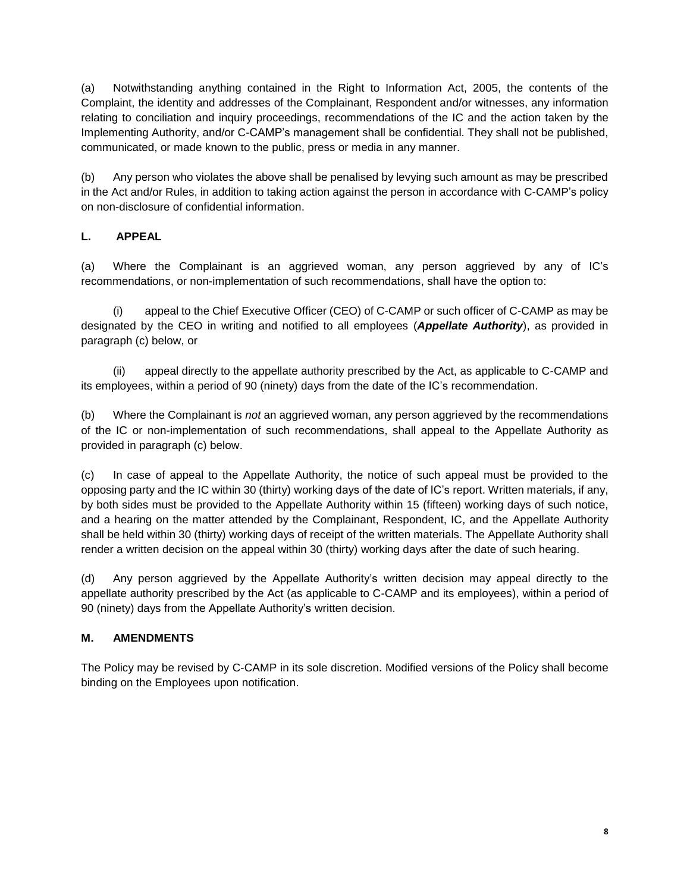(a) Notwithstanding anything contained in the Right to Information Act, 2005, the contents of the Complaint, the identity and addresses of the Complainant, Respondent and/or witnesses, any information relating to conciliation and inquiry proceedings, recommendations of the IC and the action taken by the Implementing Authority, and/or C-CAMP's management shall be confidential. They shall not be published, communicated, or made known to the public, press or media in any manner.

(b) Any person who violates the above shall be penalised by levying such amount as may be prescribed in the Act and/or Rules, in addition to taking action against the person in accordance with C-CAMP's policy on non-disclosure of confidential information.

### L. APPEAL

(a) Where the Complainant is an aggrieved woman, any person aggrieved by any of IC's recommendations, or non-implementation of such recommendations, shall have the option to:

(i) appeal to the Chief Executive Officer (CEO) of C-CAMP or such officer of C-CAMP as may be designated by the CEO in writing and notified to all employees (***Appellate Authority***), as provided in paragraph (c) below, or

(ii) appeal directly to the appellate authority prescribed by the Act, as applicable to C-CAMP and its employees, within a period of 90 (ninety) days from the date of the IC's recommendation.

(b) Where the Complainant is *not* an aggrieved woman, any person aggrieved by the recommendations of the IC or non-implementation of such recommendations, shall appeal to the Appellate Authority as provided in paragraph (c) below.

(c) In case of appeal to the Appellate Authority, the notice of such appeal must be provided to the opposing party and the IC within 30 (thirty) working days of the date of IC's report. Written materials, if any, by both sides must be provided to the Appellate Authority within 15 (fifteen) working days of such notice, and a hearing on the matter attended by the Complainant, Respondent, IC, and the Appellate Authority shall be held within 30 (thirty) working days of receipt of the written materials. The Appellate Authority shall render a written decision on the appeal within 30 (thirty) working days after the date of such hearing.

(d) Any person aggrieved by the Appellate Authority's written decision may appeal directly to the appellate authority prescribed by the Act (as applicable to C-CAMP and its employees), within a period of 90 (ninety) days from the Appellate Authority's written decision.

### M. AMENDMENTS

The Policy may be revised by C-CAMP in its sole discretion. Modified versions of the Policy shall become binding on the Employees upon notification.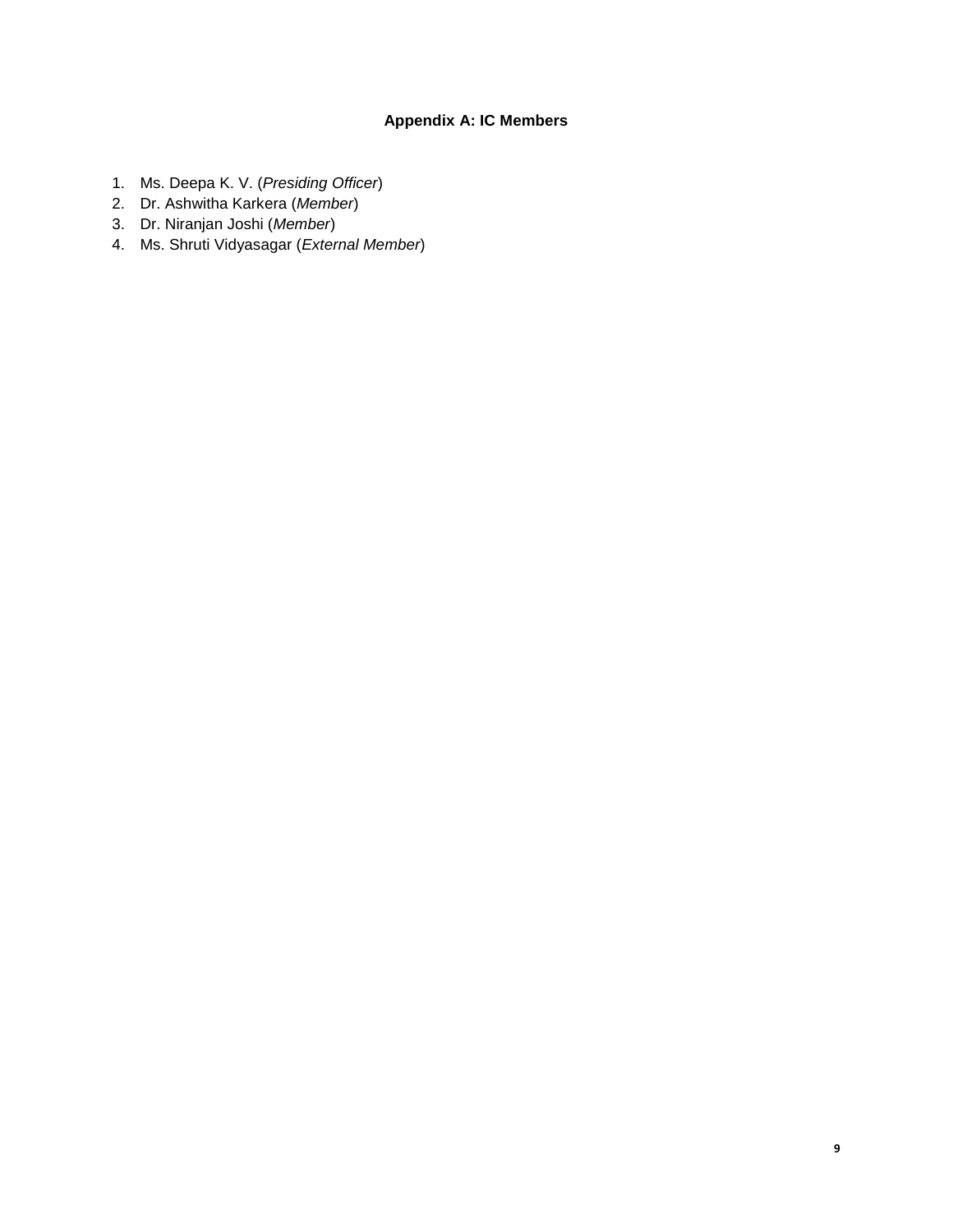## Appendix A: IC Members

1. Ms. Deepa K. V. (*Presiding Officer*)
2. Dr. Ashwitha Karkera (*Member*)
3. Dr. Niranjan Joshi (*Member*)
4. Ms. Shruti Vidyasagar (*External Member*)